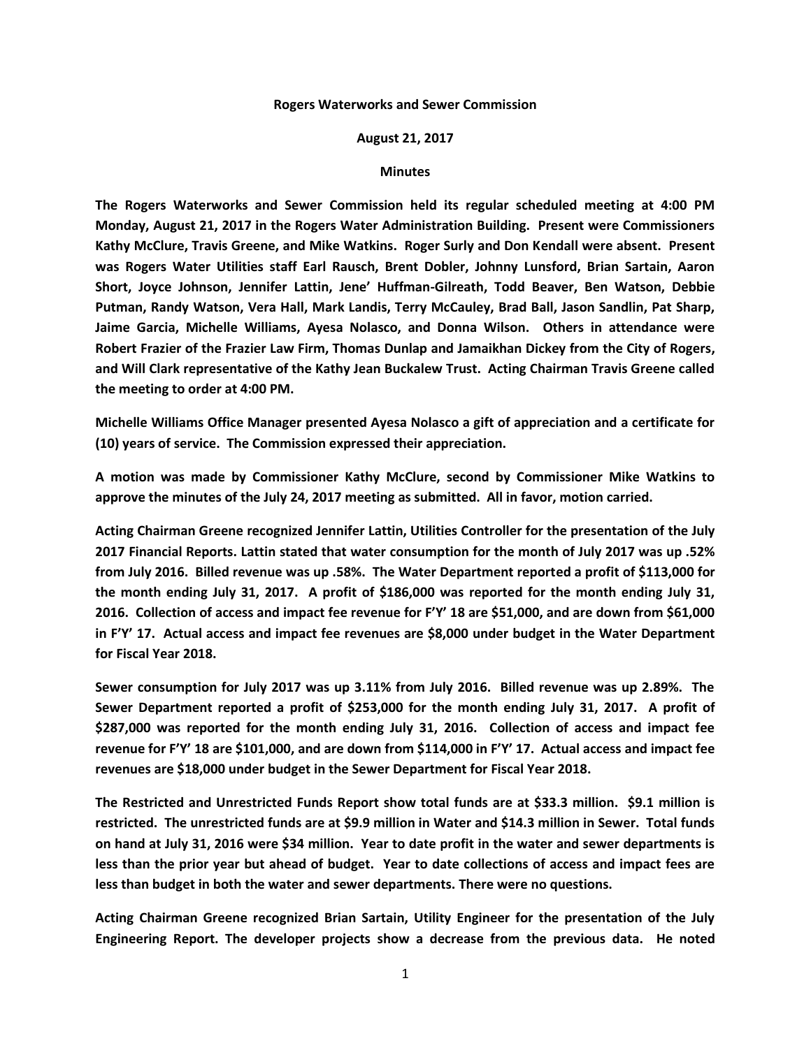**Rogers Waterworks and Sewer Commission**

**August 21, 2017**

**Minutes**

**The Rogers Waterworks and Sewer Commission held its regular scheduled meeting at 4:00 PM Monday, August 21, 2017 in the Rogers Water Administration Building. Present were Commissioners Kathy McClure, Travis Greene, and Mike Watkins. Roger Surly and Don Kendall were absent. Present was Rogers Water Utilities staff Earl Rausch, Brent Dobler, Johnny Lunsford, Brian Sartain, Aaron Short, Joyce Johnson, Jennifer Lattin, Jene' Huffman-Gilreath, Todd Beaver, Ben Watson, Debbie Putman, Randy Watson, Vera Hall, Mark Landis, Terry McCauley, Brad Ball, Jason Sandlin, Pat Sharp, Jaime Garcia, Michelle Williams, Ayesa Nolasco, and Donna Wilson. Others in attendance were Robert Frazier of the Frazier Law Firm, Thomas Dunlap and Jamaikhan Dickey from the City of Rogers, and Will Clark representative of the Kathy Jean Buckalew Trust. Acting Chairman Travis Greene called the meeting to order at 4:00 PM.**

**Michelle Williams Office Manager presented Ayesa Nolasco a gift of appreciation and a certificate for (10) years of service. The Commission expressed their appreciation.**

**A motion was made by Commissioner Kathy McClure, second by Commissioner Mike Watkins to approve the minutes of the July 24, 2017 meeting as submitted. All in favor, motion carried.**

**Acting Chairman Greene recognized Jennifer Lattin, Utilities Controller for the presentation of the July 2017 Financial Reports. Lattin stated that water consumption for the month of July 2017 was up .52% from July 2016. Billed revenue was up .58%. The Water Department reported a profit of $113,000 for the month ending July 31, 2017. A profit of $186,000 was reported for the month ending July 31, 2016. Collection of access and impact fee revenue for F'Y' 18 are $51,000, and are down from $61,000 in F'Y' 17. Actual access and impact fee revenues are $8,000 under budget in the Water Department for Fiscal Year 2018.**

**Sewer consumption for July 2017 was up 3.11% from July 2016. Billed revenue was up 2.89%. The Sewer Department reported a profit of $253,000 for the month ending July 31, 2017. A profit of $287,000 was reported for the month ending July 31, 2016. Collection of access and impact fee revenue for F'Y' 18 are $101,000, and are down from $114,000 in F'Y' 17. Actual access and impact fee revenues are $18,000 under budget in the Sewer Department for Fiscal Year 2018.**

**The Restricted and Unrestricted Funds Report show total funds are at $33.3 million. $9.1 million is restricted. The unrestricted funds are at $9.9 million in Water and $14.3 million in Sewer. Total funds on hand at July 31, 2016 were $34 million. Year to date profit in the water and sewer departments is less than the prior year but ahead of budget. Year to date collections of access and impact fees are less than budget in both the water and sewer departments. There were no questions.**

**Acting Chairman Greene recognized Brian Sartain, Utility Engineer for the presentation of the July Engineering Report. The developer projects show a decrease from the previous data. He noted**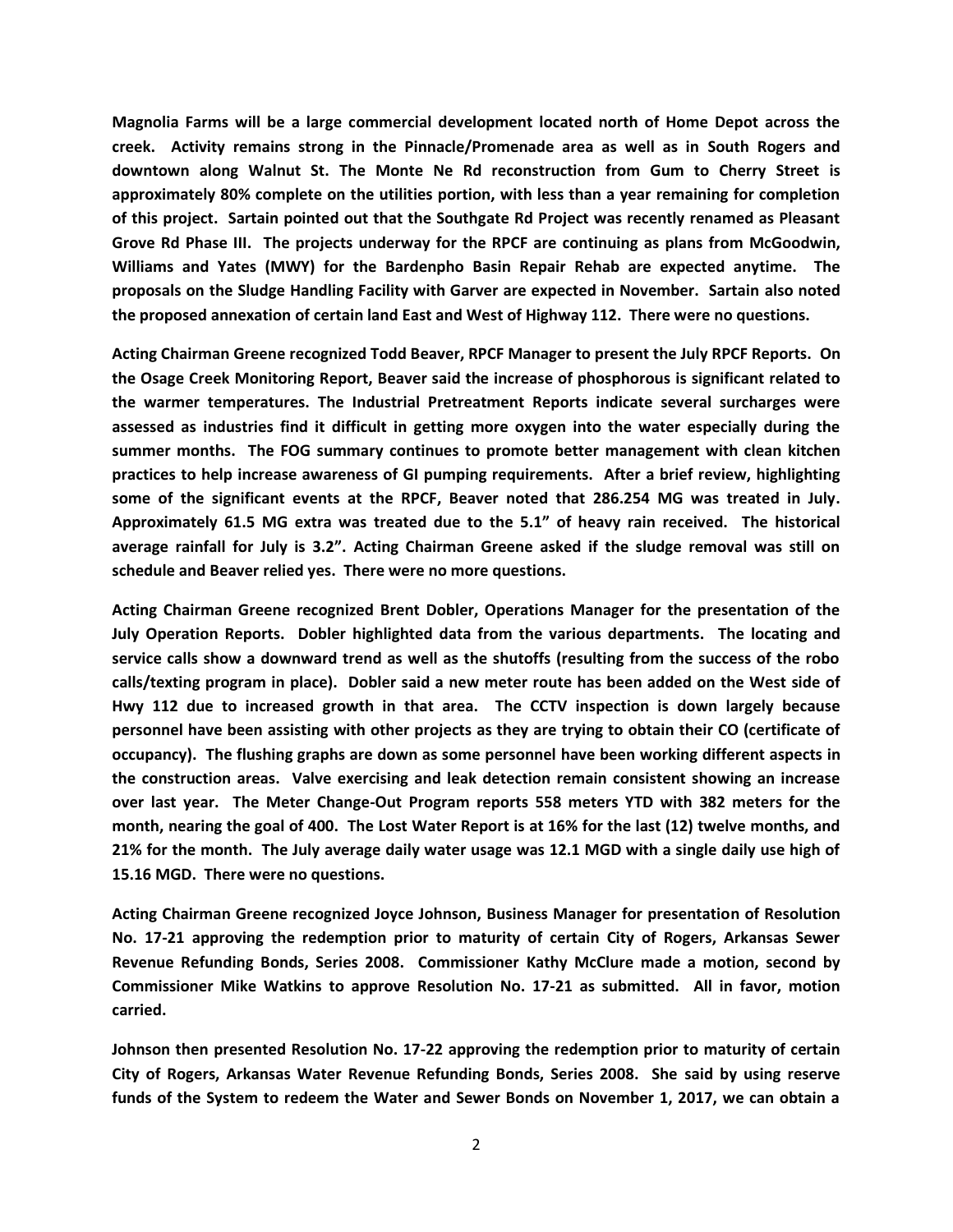**Magnolia Farms will be a large commercial development located north of Home Depot across the creek. Activity remains strong in the Pinnacle/Promenade area as well as in South Rogers and downtown along Walnut St. The Monte Ne Rd reconstruction from Gum to Cherry Street is approximately 80% complete on the utilities portion, with less than a year remaining for completion of this project. Sartain pointed out that the Southgate Rd Project was recently renamed as Pleasant Grove Rd Phase III. The projects underway for the RPCF are continuing as plans from McGoodwin, Williams and Yates (MWY) for the Bardenpho Basin Repair Rehab are expected anytime. The proposals on the Sludge Handling Facility with Garver are expected in November. Sartain also noted the proposed annexation of certain land East and West of Highway 112. There were no questions.**

**Acting Chairman Greene recognized Todd Beaver, RPCF Manager to present the July RPCF Reports. On the Osage Creek Monitoring Report, Beaver said the increase of phosphorous is significant related to the warmer temperatures. The Industrial Pretreatment Reports indicate several surcharges were assessed as industries find it difficult in getting more oxygen into the water especially during the summer months. The FOG summary continues to promote better management with clean kitchen practices to help increase awareness of GI pumping requirements. After a brief review, highlighting some of the significant events at the RPCF, Beaver noted that 286.254 MG was treated in July. Approximately 61.5 MG extra was treated due to the 5.1" of heavy rain received. The historical average rainfall for July is 3.2". Acting Chairman Greene asked if the sludge removal was still on schedule and Beaver relied yes. There were no more questions.**

**Acting Chairman Greene recognized Brent Dobler, Operations Manager for the presentation of the July Operation Reports. Dobler highlighted data from the various departments. The locating and service calls show a downward trend as well as the shutoffs (resulting from the success of the robo calls/texting program in place). Dobler said a new meter route has been added on the West side of Hwy 112 due to increased growth in that area. The CCTV inspection is down largely because personnel have been assisting with other projects as they are trying to obtain their CO (certificate of occupancy). The flushing graphs are down as some personnel have been working different aspects in the construction areas. Valve exercising and leak detection remain consistent showing an increase over last year. The Meter Change-Out Program reports 558 meters YTD with 382 meters for the month, nearing the goal of 400. The Lost Water Report is at 16% for the last (12) twelve months, and 21% for the month. The July average daily water usage was 12.1 MGD with a single daily use high of 15.16 MGD. There were no questions.**

**Acting Chairman Greene recognized Joyce Johnson, Business Manager for presentation of Resolution No. 17-21 approving the redemption prior to maturity of certain City of Rogers, Arkansas Sewer Revenue Refunding Bonds, Series 2008. Commissioner Kathy McClure made a motion, second by Commissioner Mike Watkins to approve Resolution No. 17-21 as submitted. All in favor, motion carried.**

**Johnson then presented Resolution No. 17-22 approving the redemption prior to maturity of certain City of Rogers, Arkansas Water Revenue Refunding Bonds, Series 2008. She said by using reserve funds of the System to redeem the Water and Sewer Bonds on November 1, 2017, we can obtain a**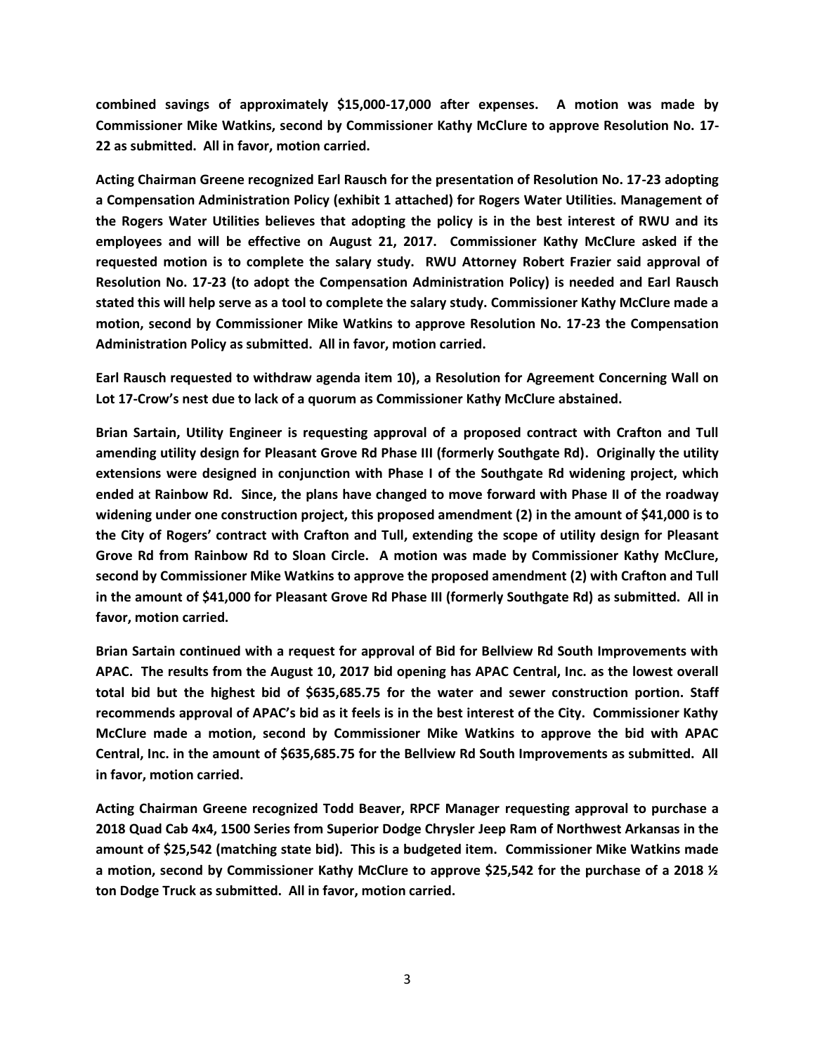**combined savings of approximately $15,000-17,000 after expenses. A motion was made by Commissioner Mike Watkins, second by Commissioner Kathy McClure to approve Resolution No. 17-22 as submitted. All in favor, motion carried.**

**Acting Chairman Greene recognized Earl Rausch for the presentation of Resolution No. 17-23 adopting a Compensation Administration Policy (exhibit 1 attached) for Rogers Water Utilities. Management of the Rogers Water Utilities believes that adopting the policy is in the best interest of RWU and its employees and will be effective on August 21, 2017. Commissioner Kathy McClure asked if the requested motion is to complete the salary study. RWU Attorney Robert Frazier said approval of Resolution No. 17-23 (to adopt the Compensation Administration Policy) is needed and Earl Rausch stated this will help serve as a tool to complete the salary study. Commissioner Kathy McClure made a motion, second by Commissioner Mike Watkins to approve Resolution No. 17-23 the Compensation Administration Policy as submitted. All in favor, motion carried.**

**Earl Rausch requested to withdraw agenda item 10), a Resolution for Agreement Concerning Wall on Lot 17-Crow's nest due to lack of a quorum as Commissioner Kathy McClure abstained.**

**Brian Sartain, Utility Engineer is requesting approval of a proposed contract with Crafton and Tull amending utility design for Pleasant Grove Rd Phase III (formerly Southgate Rd). Originally the utility extensions were designed in conjunction with Phase I of the Southgate Rd widening project, which ended at Rainbow Rd. Since, the plans have changed to move forward with Phase II of the roadway widening under one construction project, this proposed amendment (2) in the amount of $41,000 is to the City of Rogers' contract with Crafton and Tull, extending the scope of utility design for Pleasant Grove Rd from Rainbow Rd to Sloan Circle. A motion was made by Commissioner Kathy McClure, second by Commissioner Mike Watkins to approve the proposed amendment (2) with Crafton and Tull in the amount of $41,000 for Pleasant Grove Rd Phase III (formerly Southgate Rd) as submitted. All in favor, motion carried.**

**Brian Sartain continued with a request for approval of Bid for Bellview Rd South Improvements with APAC. The results from the August 10, 2017 bid opening has APAC Central, Inc. as the lowest overall total bid but the highest bid of $635,685.75 for the water and sewer construction portion. Staff recommends approval of APAC's bid as it feels is in the best interest of the City. Commissioner Kathy McClure made a motion, second by Commissioner Mike Watkins to approve the bid with APAC Central, Inc. in the amount of $635,685.75 for the Bellview Rd South Improvements as submitted. All in favor, motion carried.**

**Acting Chairman Greene recognized Todd Beaver, RPCF Manager requesting approval to purchase a 2018 Quad Cab 4x4, 1500 Series from Superior Dodge Chrysler Jeep Ram of Northwest Arkansas in the amount of $25,542 (matching state bid). This is a budgeted item. Commissioner Mike Watkins made a motion, second by Commissioner Kathy McClure to approve $25,542 for the purchase of a 2018 ½ ton Dodge Truck as submitted. All in favor, motion carried.**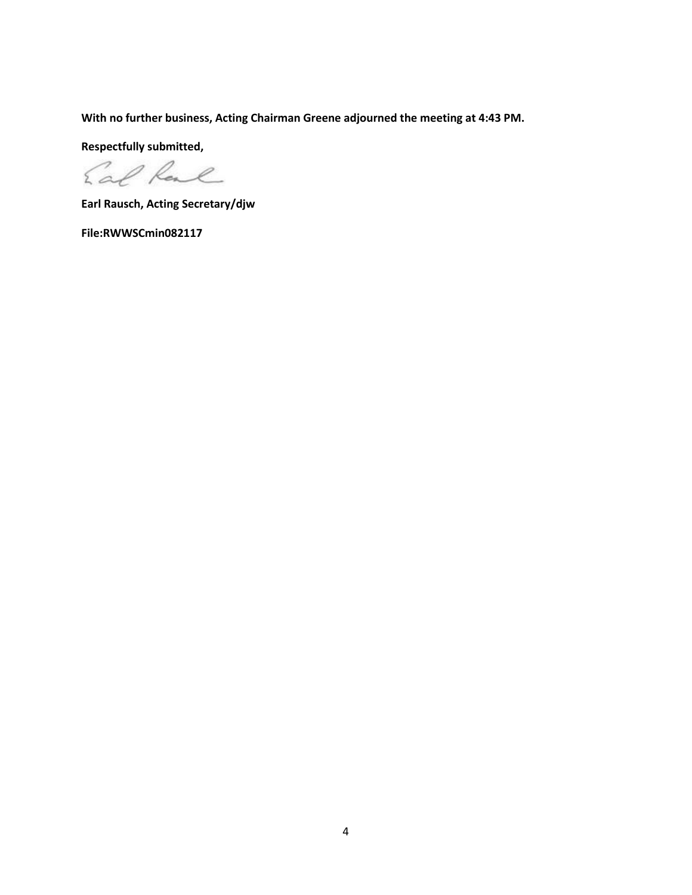**With no further business, Acting Chairman Greene adjourned the meeting at 4:43 PM.**

**Respectfully submitted,**

**Earl Rausch, Acting Secretary/djw**

**File:RWWSCmin082117**